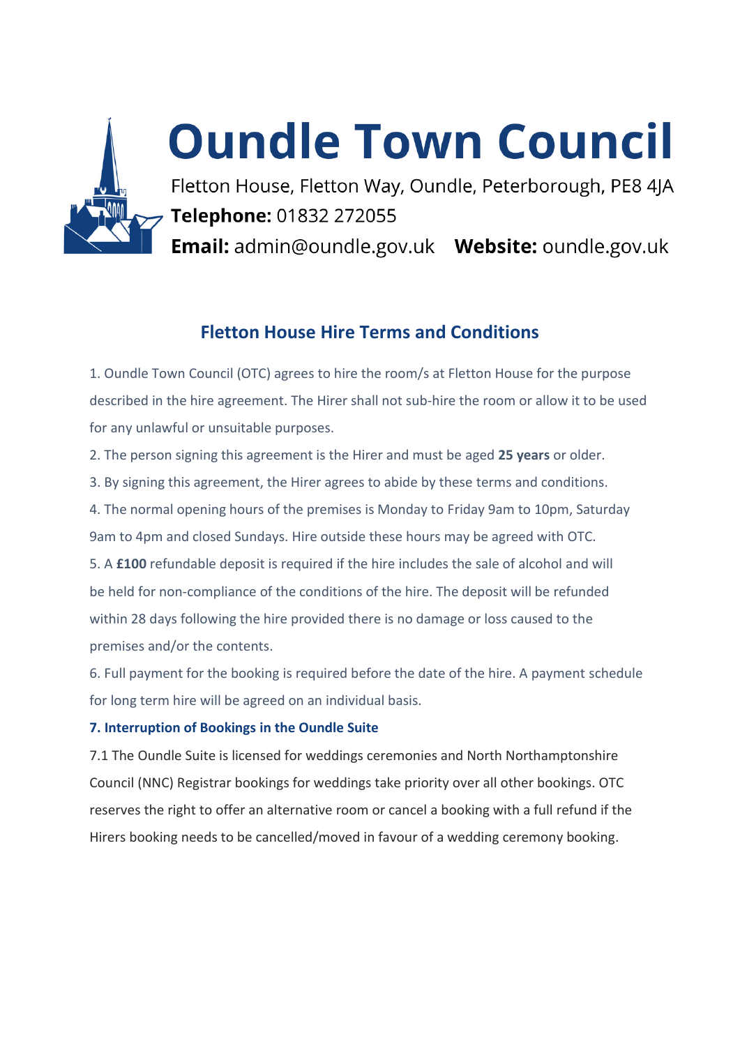# Oundle Town Council

Fletton House, Fletton Way, Oundle, Peterborough, PE8 4JA
**Telephone:** 01832 272055
**Email:** admin@oundle.gov.uk **Website:** oundle.gov.uk

## Fletton House Hire Terms and Conditions

1. Oundle Town Council (OTC) agrees to hire the room/s at Fletton House for the purpose described in the hire agreement. The Hirer shall not sub-hire the room or allow it to be used for any unlawful or unsuitable purposes.
2. The person signing this agreement is the Hirer and must be aged **25 years** or older.
3. By signing this agreement, the Hirer agrees to abide by these terms and conditions.
4. The normal opening hours of the premises is Monday to Friday 9am to 10pm, Saturday 9am to 4pm and closed Sundays. Hire outside these hours may be agreed with OTC.
5. A **£100** refundable deposit is required if the hire includes the sale of alcohol and will be held for non-compliance of the conditions of the hire. The deposit will be refunded within 28 days following the hire provided there is no damage or loss caused to the premises and/or the contents.
6. Full payment for the booking is required before the date of the hire. A payment schedule for long term hire will be agreed on an individual basis.

### 7. Interruption of Bookings in the Oundle Suite

7.1 The Oundle Suite is licensed for weddings ceremonies and North Northamptonshire Council (NNC) Registrar bookings for weddings take priority over all other bookings. OTC reserves the right to offer an alternative room or cancel a booking with a full refund if the Hirers booking needs to be cancelled/moved in favour of a wedding ceremony booking.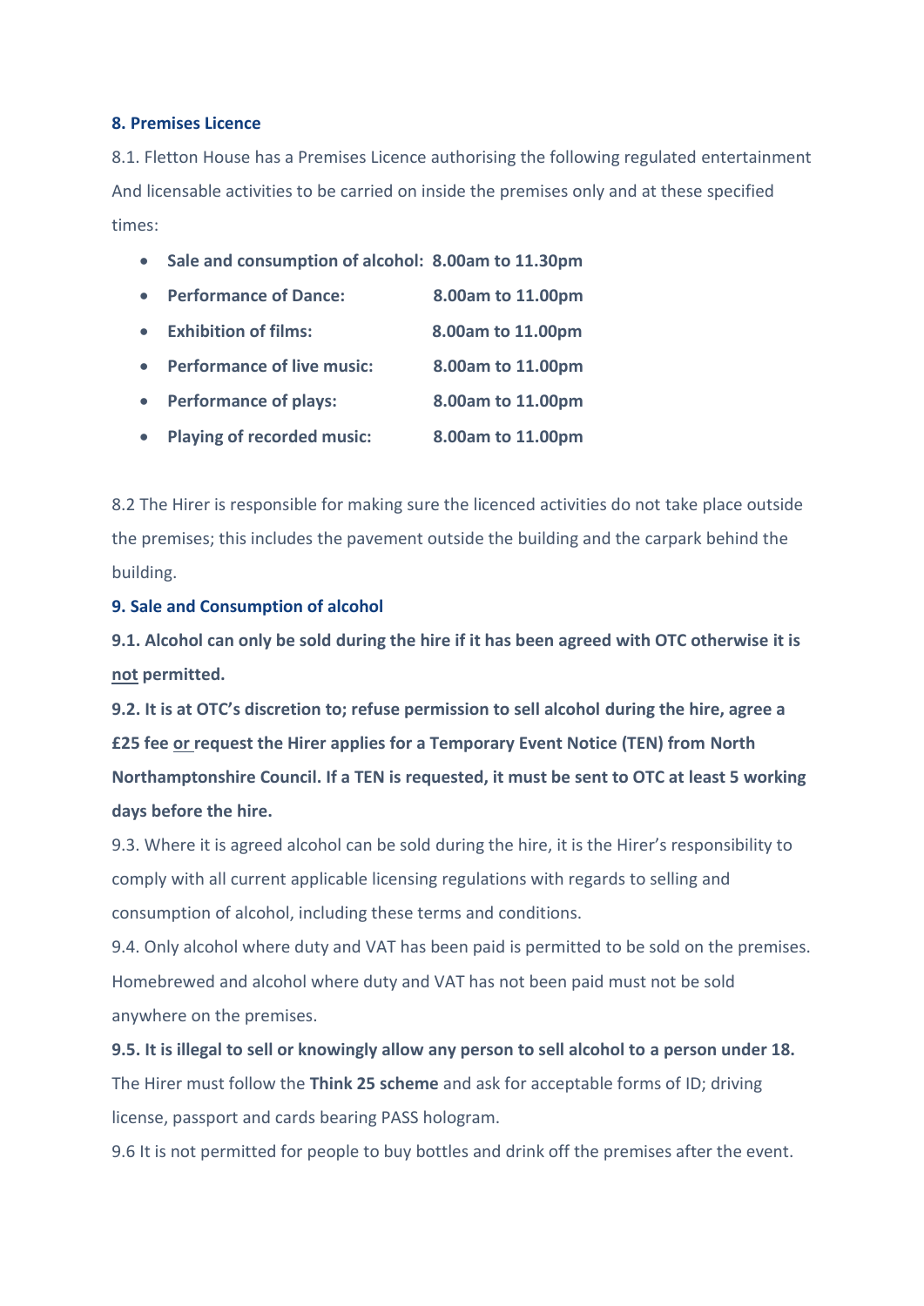### 8. Premises Licence

8.1. Fletton House has a Premises Licence authorising the following regulated entertainment And licensable activities to be carried on inside the premises only and at these specified times:

- **Sale and consumption of alcohol: 8.00am to 11.30pm**
- **Performance of Dance: 8.00am to 11.00pm**
- **Exhibition of films: 8.00am to 11.00pm**
- **Performance of live music: 8.00am to 11.00pm**
- **Performance of plays: 8.00am to 11.00pm**
- **Playing of recorded music: 8.00am to 11.00pm**

8.2 The Hirer is responsible for making sure the licenced activities do not take place outside the premises; this includes the pavement outside the building and the carpark behind the building.

### 9. Sale and Consumption of alcohol

**9.1. Alcohol can only be sold during the hire if it has been agreed with OTC otherwise it is not permitted.**

**9.2. It is at OTC's discretion to; refuse permission to sell alcohol during the hire, agree a £25 fee or request the Hirer applies for a Temporary Event Notice (TEN) from North Northamptonshire Council. If a TEN is requested, it must be sent to OTC at least 5 working days before the hire.**

9.3. Where it is agreed alcohol can be sold during the hire, it is the Hirer's responsibility to comply with all current applicable licensing regulations with regards to selling and consumption of alcohol, including these terms and conditions.

9.4. Only alcohol where duty and VAT has been paid is permitted to be sold on the premises. Homebrewed and alcohol where duty and VAT has not been paid must not be sold anywhere on the premises.

**9.5. It is illegal to sell or knowingly allow any person to sell alcohol to a person under 18.** The Hirer must follow the **Think 25 scheme** and ask for acceptable forms of ID; driving license, passport and cards bearing PASS hologram.

9.6 It is not permitted for people to buy bottles and drink off the premises after the event.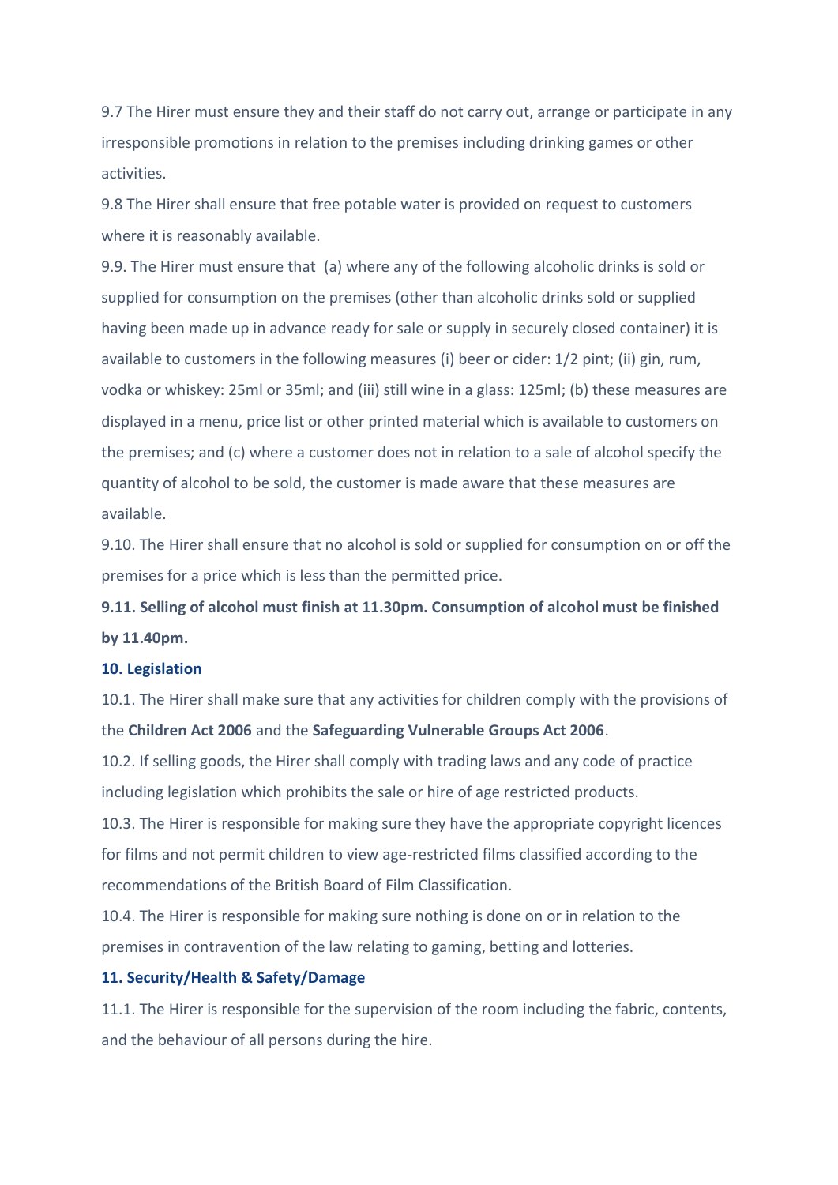9.7 The Hirer must ensure they and their staff do not carry out, arrange or participate in any irresponsible promotions in relation to the premises including drinking games or other activities.

9.8 The Hirer shall ensure that free potable water is provided on request to customers where it is reasonably available.

9.9. The Hirer must ensure that (a) where any of the following alcoholic drinks is sold or supplied for consumption on the premises (other than alcoholic drinks sold or supplied having been made up in advance ready for sale or supply in securely closed container) it is available to customers in the following measures (i) beer or cider: 1/2 pint; (ii) gin, rum, vodka or whiskey: 25ml or 35ml; and (iii) still wine in a glass: 125ml; (b) these measures are displayed in a menu, price list or other printed material which is available to customers on the premises; and (c) where a customer does not in relation to a sale of alcohol specify the quantity of alcohol to be sold, the customer is made aware that these measures are available.

9.10. The Hirer shall ensure that no alcohol is sold or supplied for consumption on or off the premises for a price which is less than the permitted price.

**9.11. Selling of alcohol must finish at 11.30pm. Consumption of alcohol must be finished by 11.40pm.**

### 10. Legislation

10.1. The Hirer shall make sure that any activities for children comply with the provisions of the **Children Act 2006** and the **Safeguarding Vulnerable Groups Act 2006**.

10.2. If selling goods, the Hirer shall comply with trading laws and any code of practice including legislation which prohibits the sale or hire of age restricted products.

10.3. The Hirer is responsible for making sure they have the appropriate copyright licences for films and not permit children to view age-restricted films classified according to the recommendations of the British Board of Film Classification.

10.4. The Hirer is responsible for making sure nothing is done on or in relation to the premises in contravention of the law relating to gaming, betting and lotteries.

### 11. Security/Health & Safety/Damage

11.1. The Hirer is responsible for the supervision of the room including the fabric, contents, and the behaviour of all persons during the hire.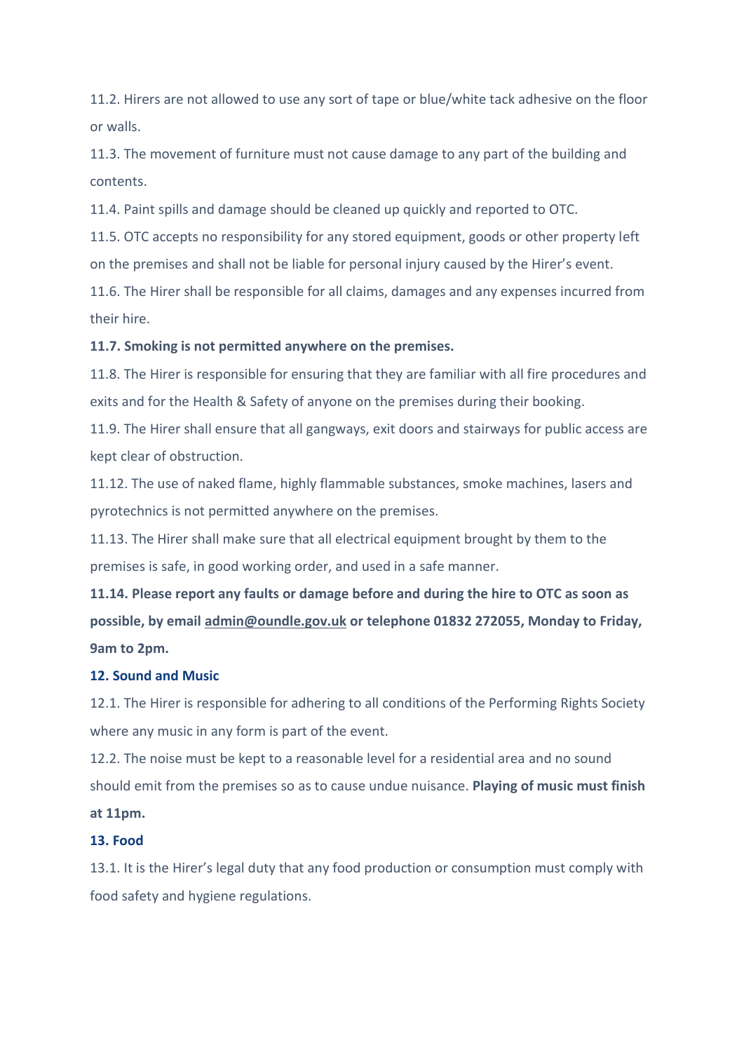11.2. Hirers are not allowed to use any sort of tape or blue/white tack adhesive on the floor or walls.

11.3. The movement of furniture must not cause damage to any part of the building and contents.

11.4. Paint spills and damage should be cleaned up quickly and reported to OTC.

11.5. OTC accepts no responsibility for any stored equipment, goods or other property left on the premises and shall not be liable for personal injury caused by the Hirer's event.

11.6. The Hirer shall be responsible for all claims, damages and any expenses incurred from their hire.

**11.7. Smoking is not permitted anywhere on the premises.**

11.8. The Hirer is responsible for ensuring that they are familiar with all fire procedures and exits and for the Health & Safety of anyone on the premises during their booking.

11.9. The Hirer shall ensure that all gangways, exit doors and stairways for public access are kept clear of obstruction.

11.12. The use of naked flame, highly flammable substances, smoke machines, lasers and pyrotechnics is not permitted anywhere on the premises.

11.13. The Hirer shall make sure that all electrical equipment brought by them to the premises is safe, in good working order, and used in a safe manner.

**11.14. Please report any faults or damage before and during the hire to OTC as soon as possible, by email admin@oundle.gov.uk or telephone 01832 272055, Monday to Friday, 9am to 2pm.**

## 12. Sound and Music

12.1. The Hirer is responsible for adhering to all conditions of the Performing Rights Society where any music in any form is part of the event.

12.2. The noise must be kept to a reasonable level for a residential area and no sound should emit from the premises so as to cause undue nuisance. **Playing of music must finish at 11pm.**

## 13. Food

13.1. It is the Hirer's legal duty that any food production or consumption must comply with food safety and hygiene regulations.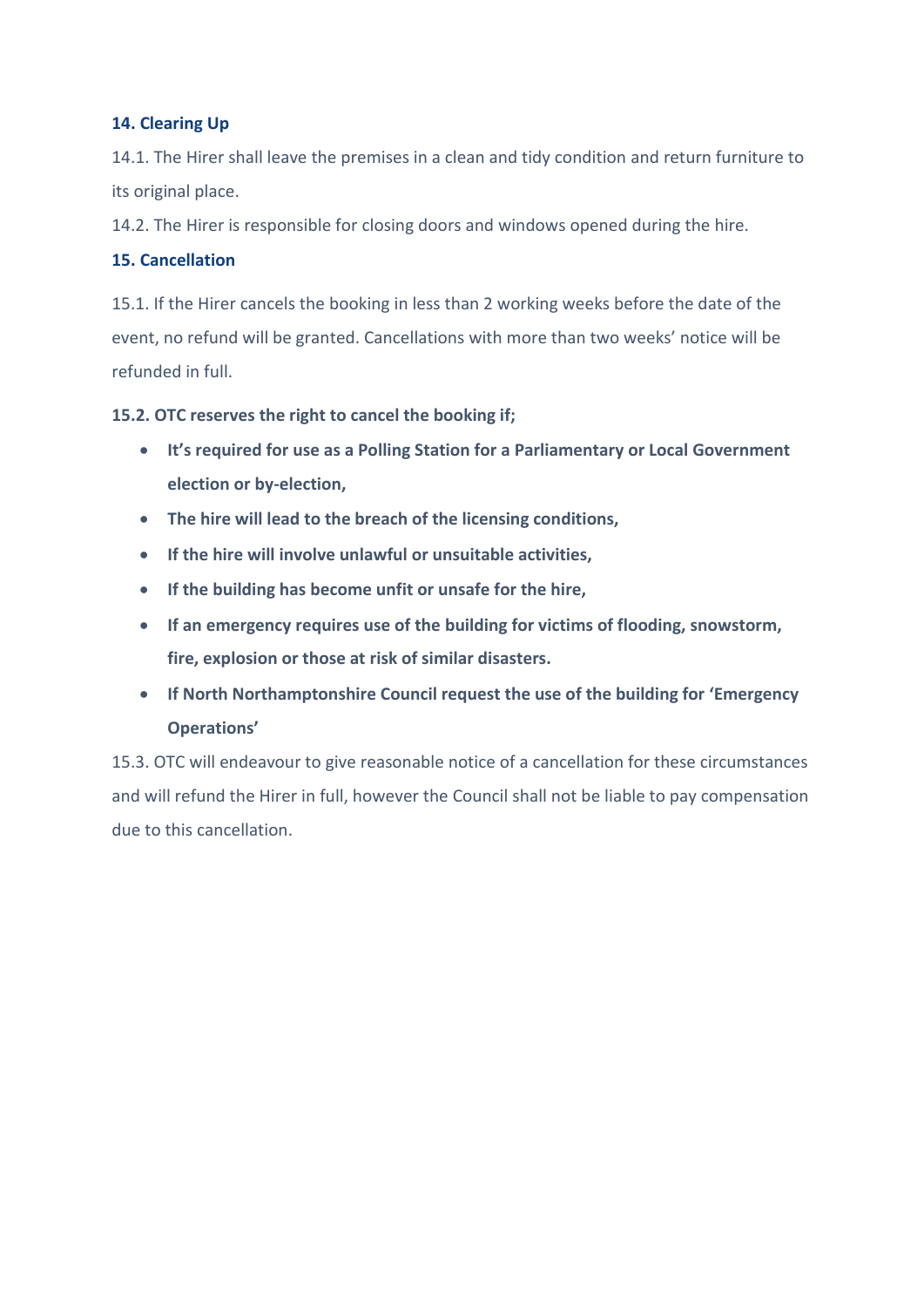## 14. Clearing Up

14.1. The Hirer shall leave the premises in a clean and tidy condition and return furniture to its original place.

14.2. The Hirer is responsible for closing doors and windows opened during the hire.

## 15. Cancellation

15.1. If the Hirer cancels the booking in less than 2 working weeks before the date of the event, no refund will be granted. Cancellations with more than two weeks' notice will be refunded in full.

**15.2. OTC reserves the right to cancel the booking if;**

- **It's required for use as a Polling Station for a Parliamentary or Local Government election or by-election,**
- **The hire will lead to the breach of the licensing conditions,**
- **If the hire will involve unlawful or unsuitable activities,**
- **If the building has become unfit or unsafe for the hire,**
- **If an emergency requires use of the building for victims of flooding, snowstorm, fire, explosion or those at risk of similar disasters.**
- **If North Northamptonshire Council request the use of the building for 'Emergency Operations'**

15.3. OTC will endeavour to give reasonable notice of a cancellation for these circumstances and will refund the Hirer in full, however the Council shall not be liable to pay compensation due to this cancellation.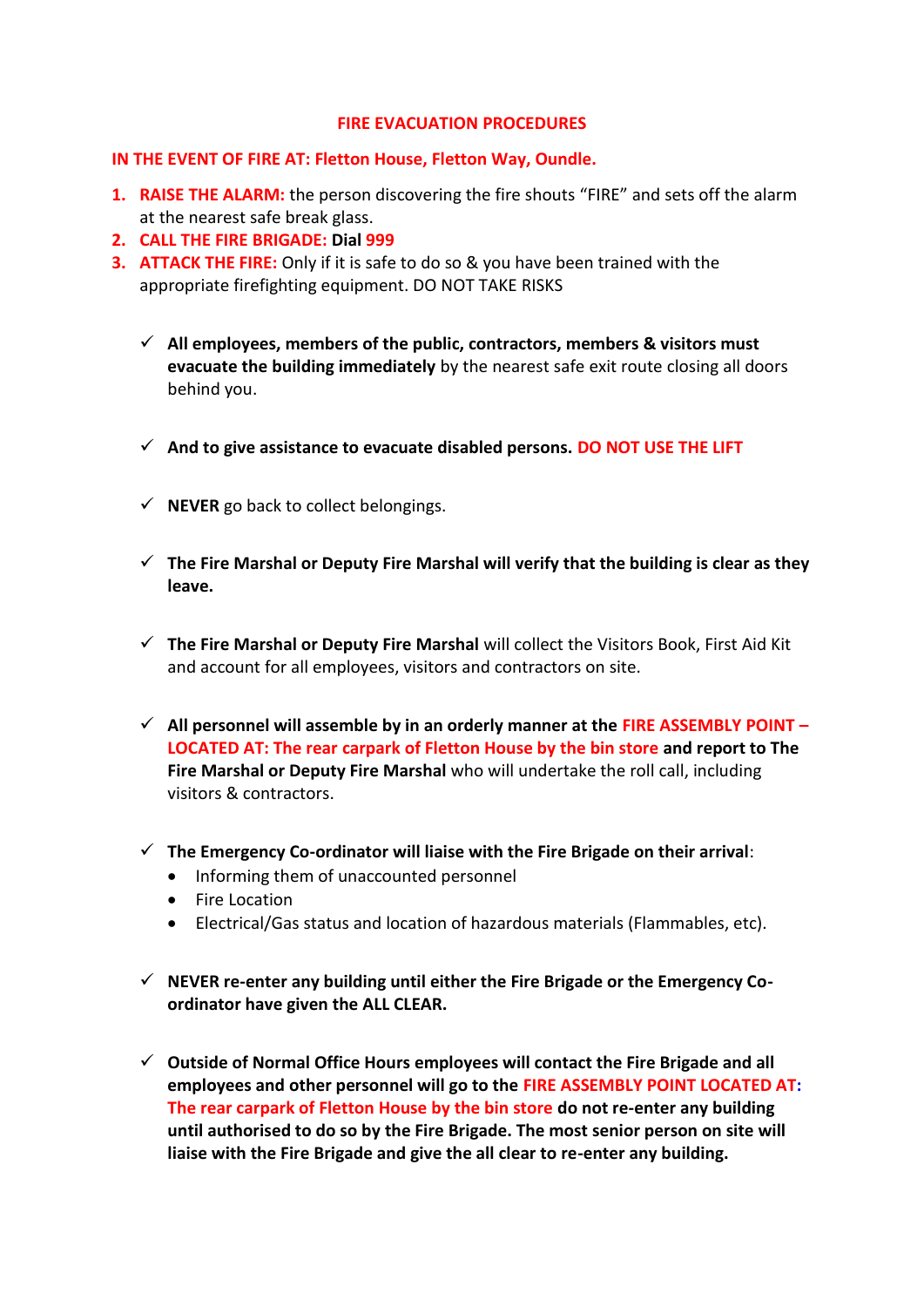# FIRE EVACUATION PROCEDURES

**IN THE EVENT OF FIRE AT: Fletton House, Fletton Way, Oundle.**

1. **RAISE THE ALARM:** the person discovering the fire shouts "FIRE" and sets off the alarm at the nearest safe break glass.
2. **CALL THE FIRE BRIGADE: Dial 999**
3. **ATTACK THE FIRE:** Only if it is safe to do so & you have been trained with the appropriate firefighting equipment. DO NOT TAKE RISKS

- ✓ **All employees, members of the public, contractors, members & visitors must evacuate the building immediately** by the nearest safe exit route closing all doors behind you.
- ✓ **And to give assistance to evacuate disabled persons. DO NOT USE THE LIFT**
- ✓ **NEVER** go back to collect belongings.
- ✓ **The Fire Marshal or Deputy Fire Marshal will verify that the building is clear as they leave.**
- ✓ **The Fire Marshal or Deputy Fire Marshal** will collect the Visitors Book, First Aid Kit and account for all employees, visitors and contractors on site.
- ✓ **All personnel will assemble by in an orderly manner at the FIRE ASSEMBLY POINT – LOCATED AT: The rear carpark of Fletton House by the bin store and report to The Fire Marshal or Deputy Fire Marshal** who will undertake the roll call, including visitors & contractors.
- ✓ **The Emergency Co-ordinator will liaise with the Fire Brigade on their arrival**:
  - Informing them of unaccounted personnel
  - Fire Location
  - Electrical/Gas status and location of hazardous materials (Flammables, etc).
- ✓ **NEVER re-enter any building until either the Fire Brigade or the Emergency Co-ordinator have given the ALL CLEAR.**
- ✓ **Outside of Normal Office Hours employees will contact the Fire Brigade and all employees and other personnel will go to the FIRE ASSEMBLY POINT LOCATED AT: The rear carpark of Fletton House by the bin store do not re-enter any building until authorised to do so by the Fire Brigade. The most senior person on site will liaise with the Fire Brigade and give the all clear to re-enter any building.**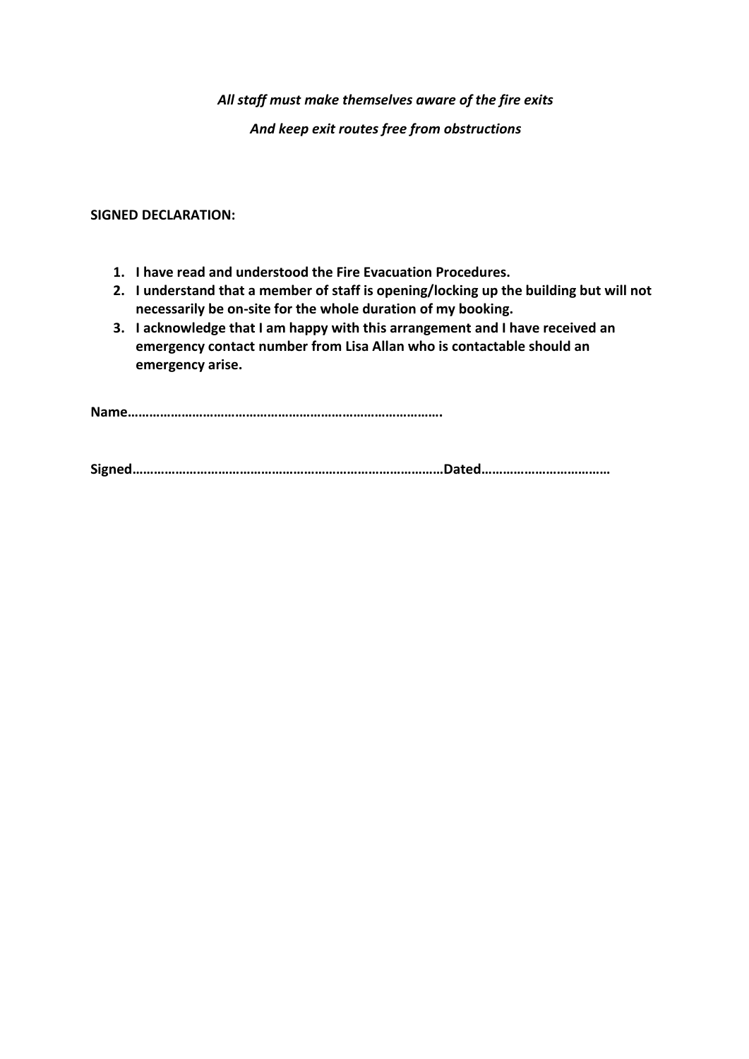*All staff must make themselves aware of the fire exits*

*And keep exit routes free from obstructions*

**SIGNED DECLARATION:**

1. **I have read and understood the Fire Evacuation Procedures.**
2. **I understand that a member of staff is opening/locking up the building but will not necessarily be on-site for the whole duration of my booking.**
3. **I acknowledge that I am happy with this arrangement and I have received an emergency contact number from Lisa Allan who is contactable should an emergency arise.**

**Name…………………………………………………………………………….**

**Signed…………………………………………………………………………Dated………………………………**